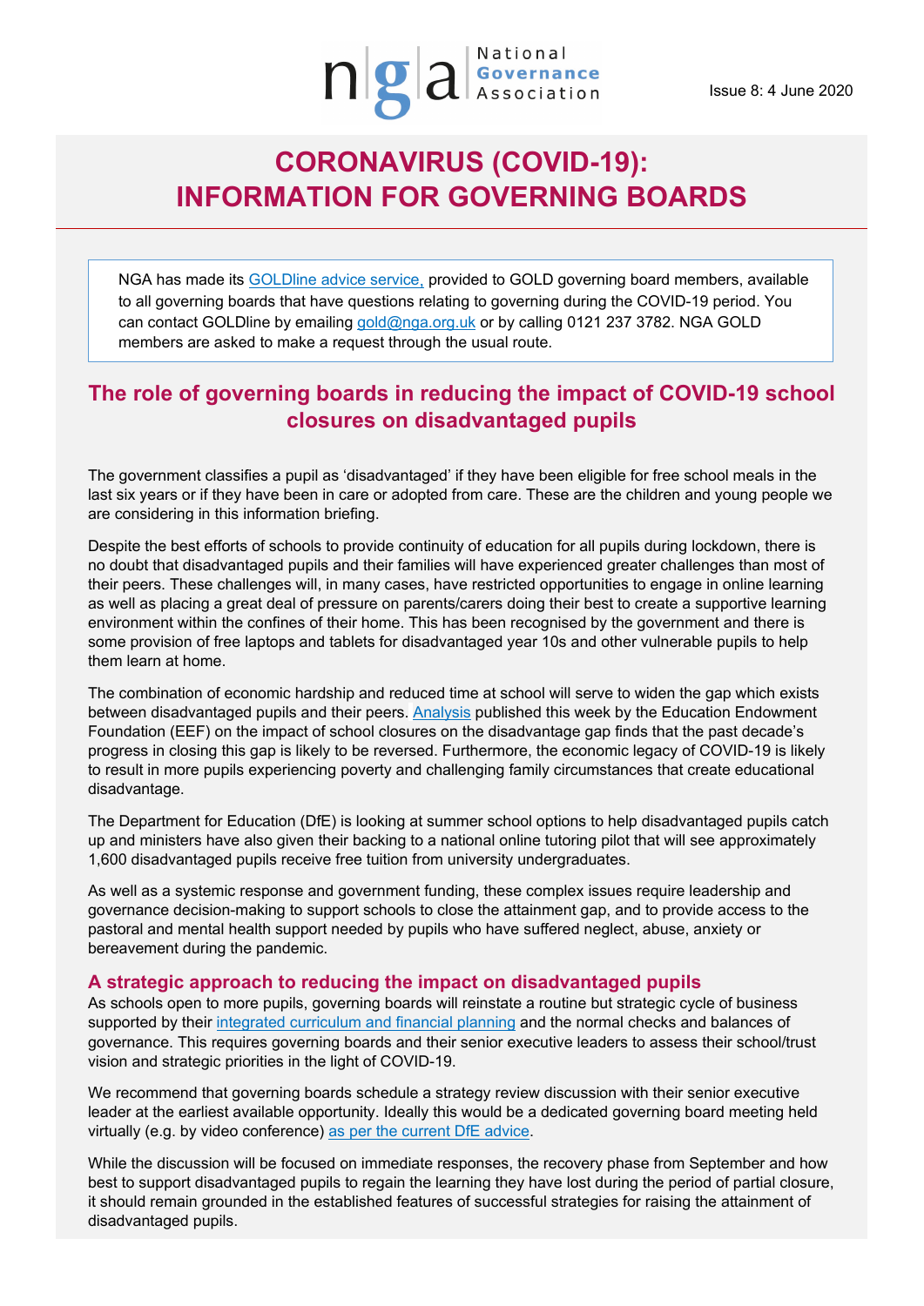National Governance Association

Issue 8: 4 June 2020

# CORONAVIRUS (COVID-19): INFORMATION FOR GOVERNING BOARDS

NGA has made its GOLDline advice service, provided to GOLD governing board members, available to all governing boards that have questions relating to governing during the COVID-19 period. You can contact GOLDline by emailing gold@nga.org.uk or by calling 0121 237 3782. NGA GOLD members are asked to make a request through the usual route.

## The role of governing boards in reducing the impact of COVID-19 school closures on disadvantaged pupils

The government classifies a pupil as 'disadvantaged' if they have been eligible for free school meals in the last six years or if they have been in care or adopted from care. These are the children and young people we are considering in this information briefing.

Despite the best efforts of schools to provide continuity of education for all pupils during lockdown, there is no doubt that disadvantaged pupils and their families will have experienced greater challenges than most of their peers. These challenges will, in many cases, have restricted opportunities to engage in online learning as well as placing a great deal of pressure on parents/carers doing their best to create a supportive learning environment within the confines of their home. This has been recognised by the government and there is some provision of free laptops and tablets for disadvantaged year 10s and other vulnerable pupils to help them learn at home.

The combination of economic hardship and reduced time at school will serve to widen the gap which exists between disadvantaged pupils and their peers. Analysis published this week by the Education Endowment Foundation (EEF) on the impact of school closures on the disadvantage gap finds that the past decade's progress in closing this gap is likely to be reversed. Furthermore, the economic legacy of COVID-19 is likely to result in more pupils experiencing poverty and challenging family circumstances that create educational disadvantage.

The Department for Education (DfE) is looking at summer school options to help disadvantaged pupils catch up and ministers have also given their backing to a national online tutoring pilot that will see approximately 1,600 disadvantaged pupils receive free tuition from university undergraduates.

As well as a systemic response and government funding, these complex issues require leadership and governance decision-making to support schools to close the attainment gap, and to provide access to the pastoral and mental health support needed by pupils who have suffered neglect, abuse, anxiety or bereavement during the pandemic.

### A strategic approach to reducing the impact on disadvantaged pupils

As schools open to more pupils, governing boards will reinstate a routine but strategic cycle of business supported by their integrated curriculum and financial planning and the normal checks and balances of governance. This requires governing boards and their senior executive leaders to assess their school/trust vision and strategic priorities in the light of COVID-19.

We recommend that governing boards schedule a strategy review discussion with their senior executive leader at the earliest available opportunity. Ideally this would be a dedicated governing board meeting held virtually (e.g. by video conference) as per the current DfE advice.

While the discussion will be focused on immediate responses, the recovery phase from September and how best to support disadvantaged pupils to regain the learning they have lost during the period of partial closure, it should remain grounded in the established features of successful strategies for raising the attainment of disadvantaged pupils.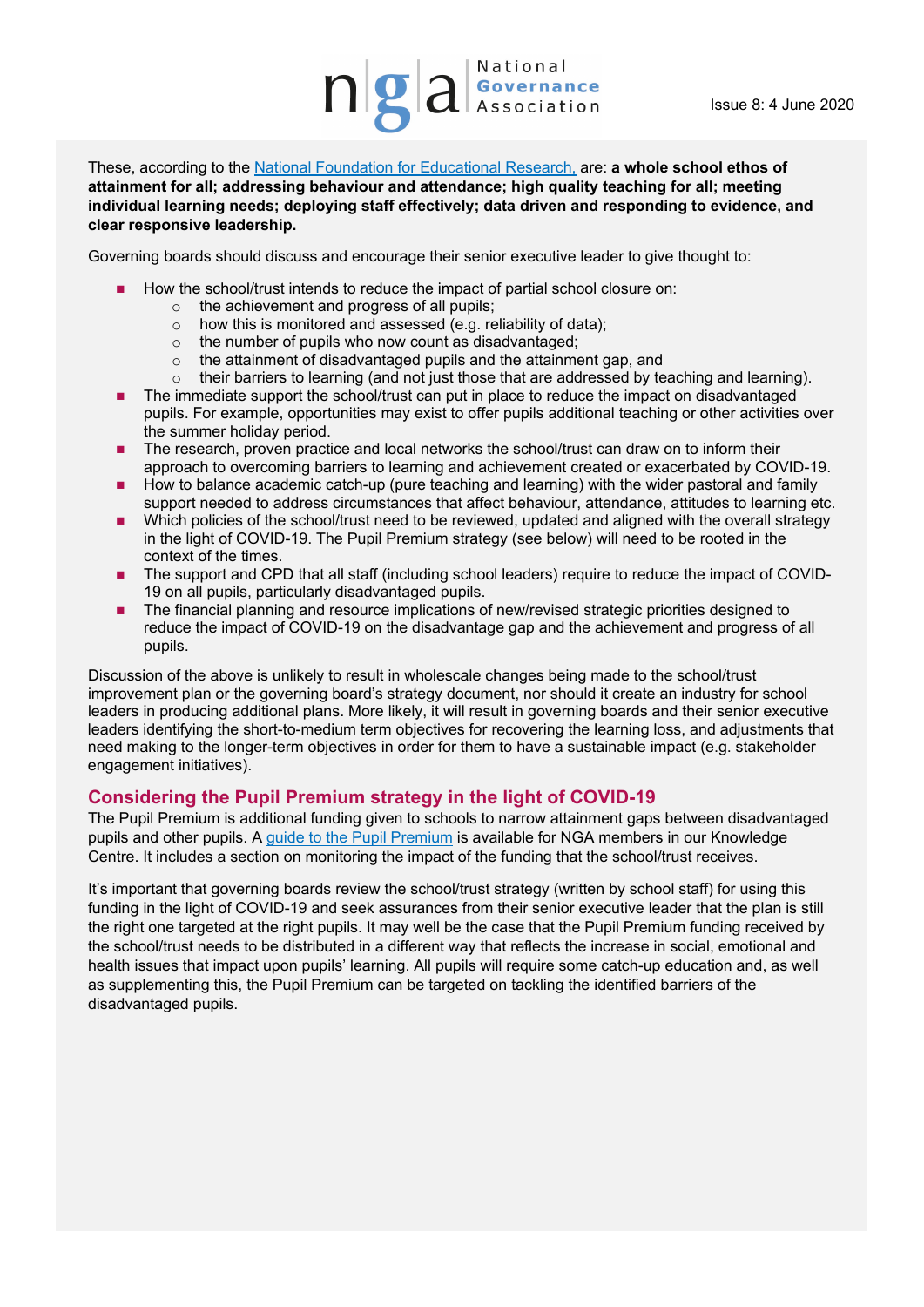These, according to the National Foundation for Educational Research, are: **a whole school ethos of attainment for all; addressing behaviour and attendance; high quality teaching for all; meeting individual learning needs; deploying staff effectively; data driven and responding to evidence, and clear responsive leadership.**

Governing boards should discuss and encourage their senior executive leader to give thought to:

- How the school/trust intends to reduce the impact of partial school closure on:
  - the achievement and progress of all pupils;
  - how this is monitored and assessed (e.g. reliability of data);
  - the number of pupils who now count as disadvantaged;
  - the attainment of disadvantaged pupils and the attainment gap, and
  - their barriers to learning (and not just those that are addressed by teaching and learning).
- The immediate support the school/trust can put in place to reduce the impact on disadvantaged pupils. For example, opportunities may exist to offer pupils additional teaching or other activities over the summer holiday period.
- The research, proven practice and local networks the school/trust can draw on to inform their approach to overcoming barriers to learning and achievement created or exacerbated by COVID-19.
- How to balance academic catch-up (pure teaching and learning) with the wider pastoral and family support needed to address circumstances that affect behaviour, attendance, attitudes to learning etc.
- Which policies of the school/trust need to be reviewed, updated and aligned with the overall strategy in the light of COVID-19. The Pupil Premium strategy (see below) will need to be rooted in the context of the times.
- The support and CPD that all staff (including school leaders) require to reduce the impact of COVID-19 on all pupils, particularly disadvantaged pupils.
- The financial planning and resource implications of new/revised strategic priorities designed to reduce the impact of COVID-19 on the disadvantage gap and the achievement and progress of all pupils.

Discussion of the above is unlikely to result in wholescale changes being made to the school/trust improvement plan or the governing board's strategy document, nor should it create an industry for school leaders in producing additional plans. More likely, it will result in governing boards and their senior executive leaders identifying the short-to-medium term objectives for recovering the learning loss, and adjustments that need making to the longer-term objectives in order for them to have a sustainable impact (e.g. stakeholder engagement initiatives).

## Considering the Pupil Premium strategy in the light of COVID-19

The Pupil Premium is additional funding given to schools to narrow attainment gaps between disadvantaged pupils and other pupils. A guide to the Pupil Premium is available for NGA members in our Knowledge Centre. It includes a section on monitoring the impact of the funding that the school/trust receives.

It's important that governing boards review the school/trust strategy (written by school staff) for using this funding in the light of COVID-19 and seek assurances from their senior executive leader that the plan is still the right one targeted at the right pupils. It may well be the case that the Pupil Premium funding received by the school/trust needs to be distributed in a different way that reflects the increase in social, emotional and health issues that impact upon pupils' learning. All pupils will require some catch-up education and, as well as supplementing this, the Pupil Premium can be targeted on tackling the identified barriers of the disadvantaged pupils.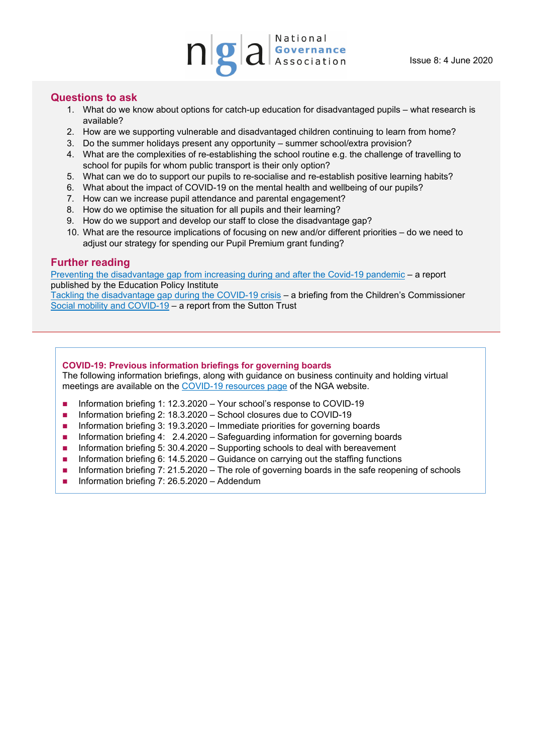## Questions to ask

1. What do we know about options for catch-up education for disadvantaged pupils – what research is available?
2. How are we supporting vulnerable and disadvantaged children continuing to learn from home?
3. Do the summer holidays present any opportunity – summer school/extra provision?
4. What are the complexities of re-establishing the school routine e.g. the challenge of travelling to school for pupils for whom public transport is their only option?
5. What can we do to support our pupils to re-socialise and re-establish positive learning habits?
6. What about the impact of COVID-19 on the mental health and wellbeing of our pupils?
7. How can we increase pupil attendance and parental engagement?
8. How do we optimise the situation for all pupils and their learning?
9. How do we support and develop our staff to close the disadvantage gap?
10. What are the resource implications of focusing on new and/or different priorities – do we need to adjust our strategy for spending our Pupil Premium grant funding?

## Further reading

Preventing the disadvantage gap from increasing during and after the Covid-19 pandemic – a report published by the Education Policy Institute
Tackling the disadvantage gap during the COVID-19 crisis – a briefing from the Children's Commissioner
Social mobility and COVID-19 – a report from the Sutton Trust

---

**COVID-19: Previous information briefings for governing boards**
The following information briefings, along with guidance on business continuity and holding virtual meetings are available on the COVID-19 resources page of the NGA website.

- Information briefing 1: 12.3.2020 – Your school's response to COVID-19
- Information briefing 2: 18.3.2020 – School closures due to COVID-19
- Information briefing 3: 19.3.2020 – Immediate priorities for governing boards
- Information briefing 4: 2.4.2020 – Safeguarding information for governing boards
- Information briefing 5: 30.4.2020 – Supporting schools to deal with bereavement
- Information briefing 6: 14.5.2020 – Guidance on carrying out the staffing functions
- Information briefing 7: 21.5.2020 – The role of governing boards in the safe reopening of schools
- Information briefing 7: 26.5.2020 – Addendum